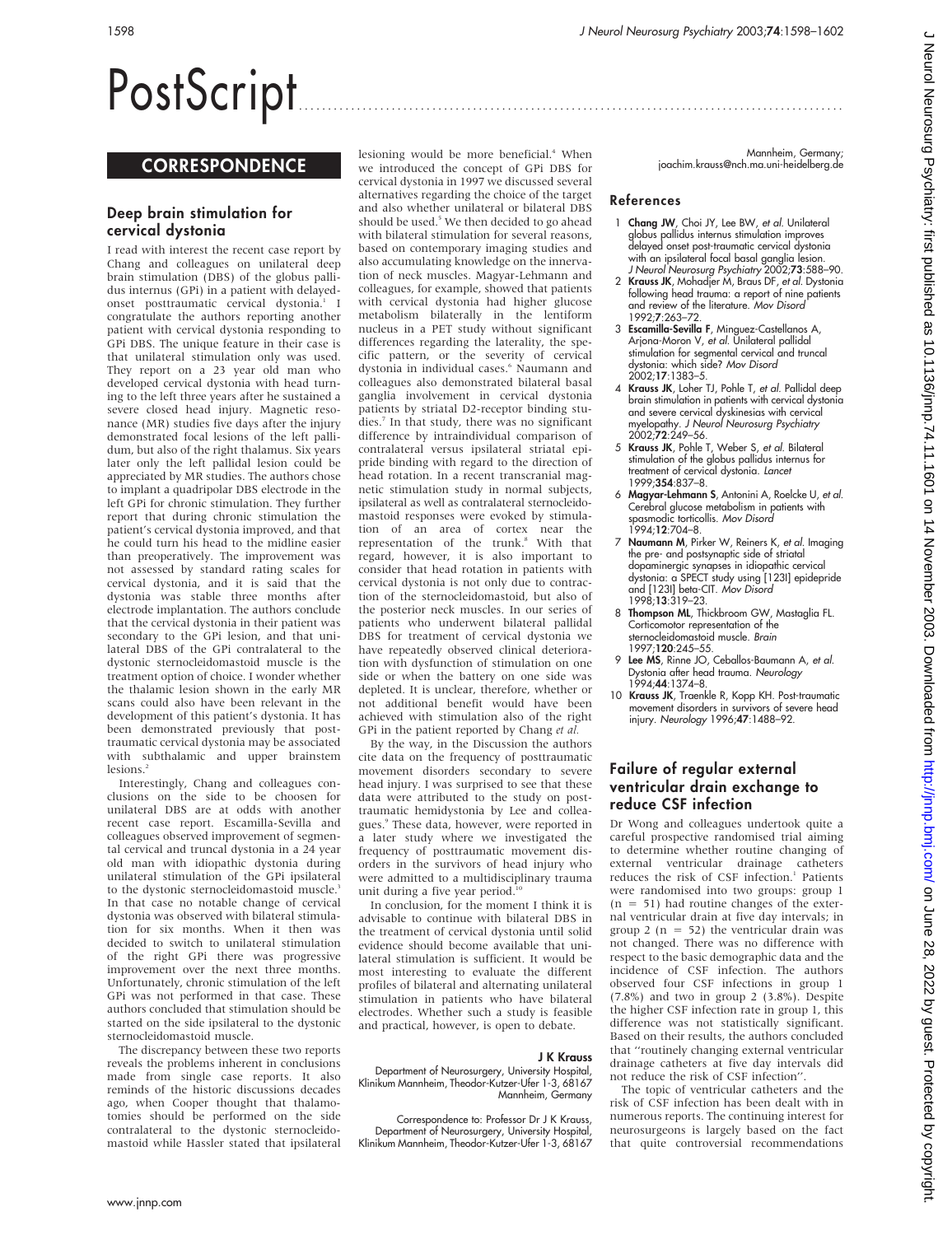# PostScript

## CORRESPONDENCE

### Deep brain stimulation for cervical dystonia

I read with interest the recent case report by Chang and colleagues on unilateral deep brain stimulation (DBS) of the globus pallidus internus (GPi) in a patient with delayed-onset posttraumatic cervical dystonia.[1] I congratulate the authors reporting another patient with cervical dystonia responding to GPi DBS. The unique feature in their case is that unilateral stimulation only was used. They report on a 23 year old man who developed cervical dystonia with head turning to the left three years after he sustained a severe closed head injury. Magnetic resonance (MR) studies five days after the injury demonstrated focal lesions of the left pallidum, but also of the right thalamus. Six years later only the left pallidal lesion could be appreciated by MR studies. The authors chose to implant a quadripolar DBS electrode in the left GPi for chronic stimulation. They further report that during chronic stimulation the patient's cervical dystonia improved, and that he could turn his head to the midline easier than preoperatively. The improvement was not assessed by standard rating scales for cervical dystonia, and it is said that the dystonia was stable three months after electrode implantation. The authors conclude that the cervical dystonia in their patient was secondary to the GPi lesion, and that unilateral DBS of the GPi contralateral to the dystonic sternocleidomastoid muscle is the treatment option of choice. I wonder whether the thalamic lesion shown in the early MR scans could also have been relevant in the development of this patient's dystonia. It has been demonstrated previously that posttraumatic cervical dystonia may be associated with subthalamic and upper brainstem lesions.[2]

Interestingly, Chang and colleagues conclusions on the side to be choosen for unilateral DBS are at odds with another recent case report. Escamilla-Sevilla and colleagues observed improvement of segmental cervical and truncal dystonia in a 24 year old man with idiopathic dystonia during unilateral stimulation of the GPi ipsilateral to the dystonic sternocleidomastoid muscle.[3] In that case no notable change of cervical dystonia was observed with bilateral stimulation for six months. When it then was decided to switch to unilateral stimulation of the right GPi there was progressive improvement over the next three months. Unfortunately, chronic stimulation of the left GPi was not performed in that case. These authors concluded that stimulation should be started on the side ipsilateral to the dystonic sternocleidomastoid muscle.

The discrepancy between these two reports reveals the problems inherent in conclusions made from single case reports. It also reminds of the historic discussions decades ago, when Cooper thought that thalamotomies should be performed on the side contralateral to the dystonic sternocleidomastoid while Hassler stated that ipsilateral lesioning would be more beneficial.[4] When we introduced the concept of GPi DBS for cervical dystonia in 1997 we discussed several alternatives regarding the choice of the target and also whether unilateral or bilateral DBS should be used.[5] We then decided to go ahead with bilateral stimulation for several reasons, based on contemporary imaging studies and also accumulating knowledge on the innervation of neck muscles. Magyar-Lehmann and colleagues, for example, showed that patients with cervical dystonia had higher glucose metabolism bilaterally in the lentiform nucleus in a PET study without significant differences regarding the laterality, the specific pattern, or the severity of cervical dystonia in individual cases.[6] Naumann and colleagues also demonstrated bilateral basal ganglia involvement in cervical dystonia patients by striatal D2-receptor binding studies.[7] In that study, there was no significant difference by intraindividual comparison of contralateral versus ipsilateral striatal epipride binding with regard to the direction of head rotation. In a recent transcranial magnetic stimulation study in normal subjects, ipsilateral as well as contralateral sternocleidomastoid responses were evoked by stimulation of an area of cortex near the representation of the trunk.[8] With that regard, however, it is also important to consider that head rotation in patients with cervical dystonia is not only due to contraction of the sternocleidomastoid, but also of the posterior neck muscles. In our series of patients who underwent bilateral pallidal DBS for treatment of cervical dystonia we have repeatedly observed clinical deterioration with dysfunction of stimulation on one side or when the battery on one side was depleted. It is unclear, therefore, whether or not additional benefit would have been achieved with stimulation also of the right GPi in the patient reported by Chang *et al*.

By the way, in the Discussion the authors cite data on the frequency of posttraumatic movement disorders secondary to severe head injury. I was surprised to see that these data were attributed to the study on posttraumatic hemidystonia by Lee and colleagues.[9] These data, however, were reported in a later study where we investigated the frequency of posttraumatic movement disorders in the survivors of head injury who were admitted to a multidisciplinary trauma unit during a five year period.[10]

In conclusion, for the moment I think it is advisable to continue with bilateral DBS in the treatment of cervical dystonia until solid evidence should become available that unilateral stimulation is sufficient. It would be most interesting to evaluate the different profiles of bilateral and alternating unilateral stimulation in patients who have bilateral electrodes. Whether such a study is feasible and practical, however, is open to debate.

**J K Krauss**

Department of Neurosurgery, University Hospital, Klinikum Mannheim, Theodor-Kutzer-Ufer 1-3, 68167 Mannheim, Germany

Correspondence to: Professor Dr J K Krauss, Department of Neurosurgery, University Hospital, Klinikum Mannheim, Theodor-Kutzer-Ufer 1-3, 68167 Mannheim, Germany; joachim.krauss@nch.ma.uni-heidelberg.de

#### References

1. **Chang JW**, Choi JY, Lee BW, *et al*. Unilateral globus pallidus internus stimulation improves delayed onset post-traumatic cervical dystonia with an ipsilateral focal basal ganglia lesion. *J Neurol Neurosurg Psychiatry* 2002;**73**:588–90.
2. **Krauss JK**, Mohadjer M, Braus DF, *et al*. Dystonia following head trauma: a report of nine patients and review of the literature. *Mov Disord* 1992;**7**:263–72.
3. **Escamilla-Sevilla F**, Minguez-Castellanos A, Arjona-Moron V, *et al*. Unilateral pallidal stimulation for segmental cervical and truncal dystonia: which side? *Mov Disord* 2002;**17**:1383–5.
4. **Krauss JK**, Loher TJ, Pohle T, *et al*. Pallidal deep brain stimulation in patients with cervical dystonia and severe cervical dyskinesias with cervical myelopathy. *J Neurol Neurosurg Psychiatry* 2002;**72**:249–56.
5. **Krauss JK**, Pohle T, Weber S, *et al*. Bilateral stimulation of the globus pallidus internus for treatment of cervical dystonia. *Lancet* 1999;**354**:837–8.
6. **Magyar-Lehmann S**, Antonini A, Roelcke U, *et al*. Cerebral glucose metabolism in patients with spasmodic torticollis. *Mov Disord* 1994;**12**:704–8.
7. **Naumann M**, Pirker W, Reiners K, *et al*. Imaging the pre- and postsynaptic side of striatal dopaminergic synapses in idiopathic cervical dystonia: a SPECT study using [123I] epidepride and [123I] beta-CIT. *Mov Disord* 1998;**13**:319–23.
8. **Thompson ML**, Thickbroom GW, Mastaglia FL. Corticomotor representation of the sternocleidomastoid muscle. *Brain* 1997;**120**:245–55.
9. **Lee MS**, Rinne JO, Ceballos-Baumann A, *et al*. Dystonia after head trauma. *Neurology* 1994;**44**:1374–8.
10. **Krauss JK**, Traenkle R, Kopp KH. Post-traumatic movement disorders in survivors of severe head injury. *Neurology* 1996;**47**:1488–92.

### Failure of regular external ventricular drain exchange to reduce CSF infection

Dr Wong and colleagues undertook quite a careful prospective randomised trial aiming to determine whether routine changing of external ventricular drainage catheters reduces the risk of CSF infection.[1] Patients were randomised into two groups: group 1 ($n = 51$) had routine changes of the external ventricular drain at five day intervals; in group 2 ($n = 52$) the ventricular drain was not changed. There was no difference with respect to the basic demographic data and the incidence of CSF infection. The authors observed four CSF infections in group 1 (7.8%) and two in group 2 (3.8%). Despite the higher CSF infection rate in group 1, this difference was not statistically significant. Based on their results, the authors concluded that "routinely changing external ventricular drainage catheters at five day intervals did not reduce the risk of CSF infection".

The topic of ventricular catheters and the risk of CSF infection has been dealt with in numerous reports. The continuing interest for neurosurgeons is largely based on the fact that quite controversial recommendations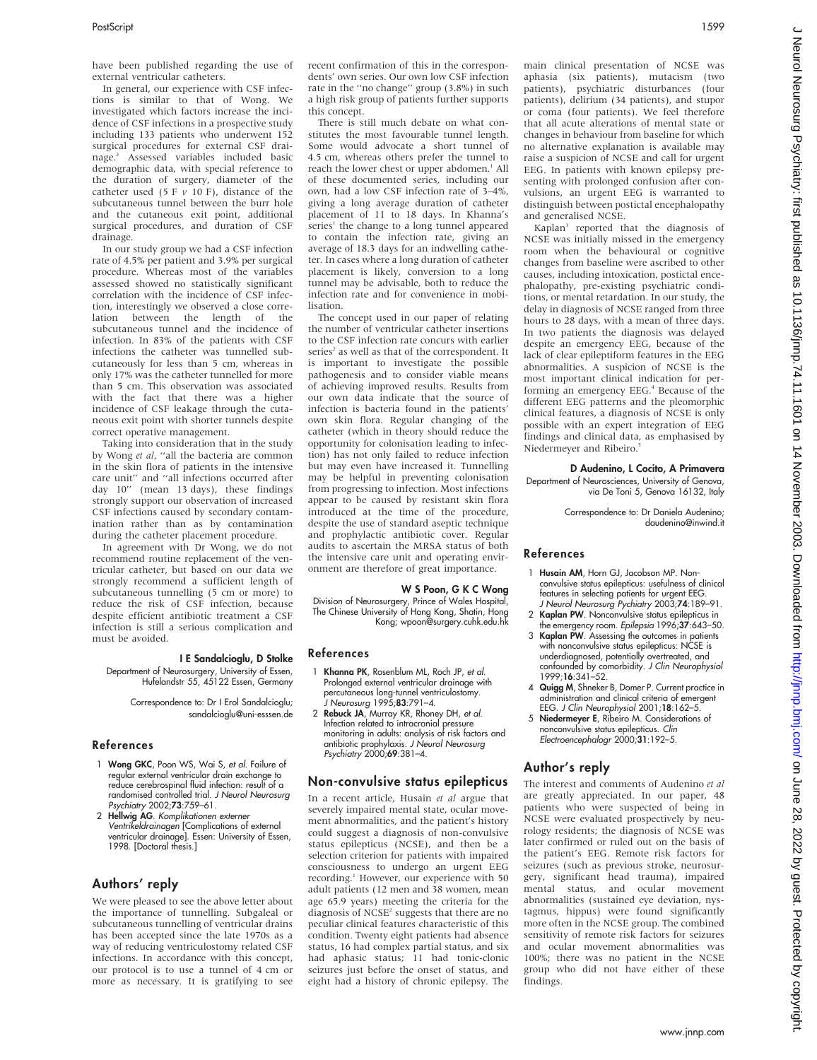have been published regarding the use of external ventricular catheters.

In general, our experience with CSF infections is similar to that of Wong. We investigated which factors increase the incidence of CSF infections in a prospective study including 133 patients who underwent 152 surgical procedures for external CSF drainage.[2] Assessed variables included basic demographic data, with special reference to the duration of surgery, diameter of the catheter used (5 F *v* 10 F), distance of the subcutaneous tunnel between the burr hole and the cutaneous exit point, additional surgical procedures, and duration of CSF drainage.

In our study group we had a CSF infection rate of 4.5% per patient and 3.9% per surgical procedure. Whereas most of the variables assessed showed no statistically significant correlation with the incidence of CSF infection, interestingly we observed a close correlation between the length of the subcutaneous tunnel and the incidence of infection. In 83% of the patients with CSF infections the catheter was tunnelled subcutaneously for less than 5 cm, whereas in only 17% was the catheter tunnelled for more than 5 cm. This observation was associated with the fact that there was a higher incidence of CSF leakage through the cutaneous exit point with shorter tunnels despite correct operative management.

Taking into consideration that in the study by Wong *et al*, "all the bacteria are common in the skin flora of patients in the intensive care unit" and "all infections occurred after day 10" (mean 13 days), these findings strongly support our observation of increased CSF infections caused by secondary contamination rather than as by contamination during the catheter placement procedure.

In agreement with Dr Wong, we do not recommend routine replacement of the ventricular catheter, but based on our data we strongly recommend a sufficient length of subcutaneous tunnelling (5 cm or more) to reduce the risk of CSF infection, because despite efficient antibiotic treatment a CSF infection is still a serious complication and must be avoided.

**I E Sandalcioglu, D Stolke**

Department of Neurosurgery, University of Essen, Hufelandstr 55, 45122 Essen, Germany

Correspondence to: Dr I Erol Sandalcioglu; sandalcioglu@uni-esssen.de

## References

1. **Wong GKC**, Poon WS, Wai S, *et al*. Failure of regular external ventricular drain exchange to reduce cerebrospinal fluid infection: result of a randomised controlled trial. *J Neurol Neurosurg Psychiatry* 2002;**73**:759–61.
2. **Hellwig AG**. *Komplikationen externer Ventrikeldrainagen* [Complications of external ventricular drainage]. Essen: University of Essen, 1998. [Doctoral thesis.]

## Authors' reply

We were pleased to see the above letter about the importance of tunnelling. Subgaleal or subcutaneous tunnelling of ventricular drains has been accepted since the late 1970s as a way of reducing ventriculostomy related CSF infections. In accordance with this concept, our protocol is to use a tunnel of 4 cm or more as necessary. It is gratifying to see recent confirmation of this in the correspondents' own series. Our own low CSF infection rate in the "no change" group (3.8%) in such a high risk group of patients further supports this concept.

There is still much debate on what constitutes the most favourable tunnel length. Some would advocate a short tunnel of 4.5 cm, whereas others prefer the tunnel to reach the lower chest or upper abdomen.[1] All of these documented series, including our own, had a low CSF infection rate of 3–4%, giving a long average duration of catheter placement of 11 to 18 days. In Khanna's series[1] the change to a long tunnel appeared to contain the infection rate, giving an average of 18.3 days for an indwelling catheter. In cases where a long duration of catheter placement is likely, conversion to a long tunnel may be advisable, both to reduce the infection rate and for convenience in mobilisation.

The concept used in our paper of relating the number of ventricular catheter insertions to the CSF infection rate concurs with earlier series[2] as well as that of the correspondent. It is important to investigate the possible pathogenesis and to consider viable means of achieving improved results. Results from our own data indicate that the source of infection is bacteria found in the patients' own skin flora. Regular changing of the catheter (which in theory should reduce the opportunity for colonisation leading to infection) has not only failed to reduce infection but may even have increased it. Tunnelling may be helpful in preventing colonisation from progressing to infection. Most infections appear to be caused by resistant skin flora introduced at the time of the procedure, despite the use of standard aseptic technique and prophylactic antibiotic cover. Regular audits to ascertain the MRSA status of both the intensive care unit and operating environment are therefore of great importance.

**W S Poon, G K C Wong**

Division of Neurosurgery, Prince of Wales Hospital, The Chinese University of Hong Kong, Shatin, Hong Kong; wpoon@surgery.cuhk.edu.hk

## References

1. **Khanna PK**, Rosenblum ML, Roch JP, *et al*. Prolonged external ventricular drainage with percutaneous long-tunnel ventriculostomy. *J Neurosurg* 1995;**83**:791–4.
2. **Rebuck JA**, Murray KR, Rhoney DH, *et al*. Infection related to intracranial pressure monitoring in adults: analysis of risk factors and antibiotic prophylaxis. *J Neurol Neurosurg Psychiatry* 2000;**69**:381–4.

## Non-convulsive status epilepticus

In a recent article, Husain *et al* argue that severely impaired mental state, ocular movement abnormalities, and the patient's history could suggest a diagnosis of non-convulsive status epilepticus (NCSE), and then be a selection criterion for patients with impaired consciousness to undergo an urgent EEG recording.[1] However, our experience with 50 adult patients (12 men and 38 women, mean age 65.9 years) meeting the criteria for the diagnosis of NCSE[2] suggests that there are no peculiar clinical features characteristic of this condition. Twenty eight patients had absence status, 16 had complex partial status, and six had aphasic status; 11 had tonic-clonic seizures just before the onset of status, and eight had a history of chronic epilepsy. The main clinical presentation of NCSE was aphasia (six patients), mutacism (two patients), psychiatric disturbances (four patients), delirium (34 patients), and stupor or coma (four patients). We feel therefore that all acute alterations of mental state or changes in behaviour from baseline for which no alternative explanation is available may raise a suspicion of NCSE and call for urgent EEG. In patients with known epilepsy presenting with prolonged confusion after convulsions, an urgent EEG is warranted to distinguish between postictal encephalopathy and generalised NCSE.

Kaplan[3] reported that the diagnosis of NCSE was initially missed in the emergency room when the behavioural or cognitive changes from baseline were ascribed to other causes, including intoxication, postictal encephalopathy, pre-existing psychiatric conditions, or mental retardation. In our study, the delay in diagnosis of NCSE ranged from three hours to 28 days, with a mean of three days. In two patients the diagnosis was delayed despite an emergency EEG, because of the lack of clear epileptiform features in the EEG abnormalities. A suspicion of NCSE is the most important clinical indication for performing an emergency EEG.[4] Because of the different EEG patterns and the pleomorphic clinical features, a diagnosis of NCSE is only possible with an expert integration of EEG findings and clinical data, as emphasised by Niedermeyer and Ribeiro.[5]

**D Audenino, L Cocito, A Primavera**

Department of Neurosciences, University of Genova, via De Toni 5, Genova 16132, Italy

Correspondence to: Dr Daniela Audenino; daudenino@inwind.it

## References

1. **Husain AM**, Horn GJ, Jacobson MP. Non-convulsive status epilepticus: usefulness of clinical features in selecting patients for urgent EEG. *J Neurol Neurosurg Pychiatry* 2003;**74**:189–91.
2. **Kaplan PW**. Nonconvulsive status epilepticus in the emergency room. *Epilepsia* 1996;**37**:643–50.
3. **Kaplan PW**. Assessing the outcomes in patients with nonconvulsive status epilepticus: NCSE is underdiagnosed, potentially overtreated, and confounded by comorbidity. *J Clin Neurophysiol* 1999;**16**:341–52.
4. **Quigg M**, Shneker B, Domer P. Current practice in administration and clinical criteria of emergent EEG. *J Clin Neurophysiol* 2001;**18**:162–5.
5. **Niedermeyer E**, Ribeiro M. Considerations of nonconvulsive status epilepticus. *Clin Electroencephalogr* 2000;**31**:192–5.

## Author's reply

The interest and comments of Audenino *et al* are greatly appreciated. In our paper, 48 patients who were suspected of being in NCSE were evaluated prospectively by neurology residents; the diagnosis of NCSE was later confirmed or ruled out on the basis of the patient's EEG. Remote risk factors for seizures (such as previous stroke, neurosurgery, significant head trauma), impaired mental status, and ocular movement abnormalities (sustained eye deviation, nystagmus, hippus) were found significantly more often in the NCSE group. The combined sensitivity of remote risk factors for seizures and ocular movement abnormalities was 100%; there was no patient in the NCSE group who did not have either of these findings.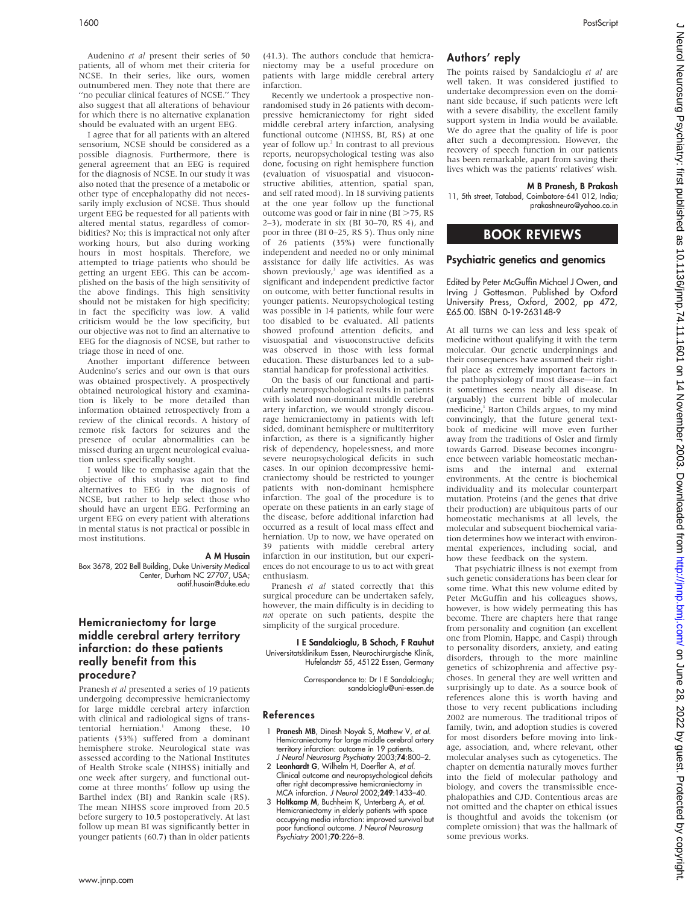Audenino *et al* present their series of 50 patients, all of whom met their criteria for NCSE. In their series, like ours, women outnumbered men. They note that there are "no peculiar clinical features of NCSE." They also suggest that all alterations of behaviour for which there is no alternative explanation should be evaluated with an urgent EEG.

I agree that for all patients with an altered sensorium, NCSE should be considered as a possible diagnosis. Furthermore, there is general agreement that an EEG is required for the diagnosis of NCSE. In our study it was also noted that the presence of a metabolic or other type of encephalopathy did not necessarily imply exclusion of NCSE. Thus should urgent EEG be requested for all patients with altered mental status, regardless of comorbidities? No; this is impractical not only after working hours, but also during working hours in most hospitals. Therefore, we attempted to triage patients who should be getting an urgent EEG. This can be accomplished on the basis of the high sensitivity of the above findings. This high sensitivity should not be mistaken for high specificity; in fact the specificity was low. A valid criticism would be the low specificity, but our objective was not to find an alternative to EEG for the diagnosis of NCSE, but rather to triage those in need of one.

Another important difference between Audenino's series and our own is that ours was obtained prospectively. A prospectively obtained neurological history and examination is likely to be more detailed than information obtained retrospectively from a review of the clinical records. A history of remote risk factors for seizures and the presence of ocular abnormalities can be missed during an urgent neurological evaluation unless specifically sought.

I would like to emphasise again that the objective of this study was not to find alternatives to EEG in the diagnosis of NCSE, but rather to help select those who should have an urgent EEG. Performing an urgent EEG on every patient with alterations in mental status is not practical or possible in most institutions.

**A M Husain**
Box 3678, 202 Bell Building, Duke University Medical Center, Durham NC 27707, USA; aatif.husain@duke.edu

## Hemicraniectomy for large middle cerebral artery territory infarction: do these patients really benefit from this procedure?

Pranesh *et al* presented a series of 19 patients undergoing decompressive hemicraniectomy for large middle cerebral artery infarction with clinical and radiological signs of transtentorial herniation.[1] Among these, 10 patients (53%) suffered from a dominant hemisphere stroke. Neurological state was assessed according to the National Institutes of Health Stroke scale (NIHSS) initially and one week after surgery, and functional outcome at three months' follow up using the Barthel index (BI) and Rankin scale (RS). The mean NIHSS score improved from 20.5 before surgery to 10.5 postoperatively. At last follow up mean BI was significantly better in younger patients (60.7) than in older patients (41.3). The authors conclude that hemicraniectomy may be a useful procedure on patients with large middle cerebral artery infarction.

Recently we undertook a prospective non-randomised study in 26 patients with decompressive hemicraniectomy for right sided middle cerebral artery infarction, analysing functional outcome (NIHSS, BI, RS) at one year of follow up.[2] In contrast to all previous reports, neuropsychological testing was also done, focusing on right hemisphere function (evaluation of visuospatial and visuoconstructive abilities, attention, spatial span, and self rated mood). In 18 surviving patients at the one year follow up the functional outcome was good or fair in nine (BI >75, RS 2–3), moderate in six (BI 30–70, RS 4), and poor in three (BI 0–25, RS 5). Thus only nine of 26 patients (35%) were functionally independent and needed no or only minimal assistance for daily life activities. As was shown previously,[3] age was identified as a significant and independent predictive factor on outcome, with better functional results in younger patients. Neuropsychological testing was possible in 14 patients, while four were too disabled to be evaluated. All patients showed profound attention deficits, and visuospatial and visuoconstructive deficits was observed in those with less formal education. These disturbances led to a substantial handicap for professional activities.

On the basis of our functional and particularly neuropsychological results in patients with isolated non-dominant middle cerebral artery infarction, we would strongly discourage hemicraniectomy in patients with left sided, dominant hemisphere or multiterritory infarction, as there is a significantly higher risk of dependency, hopelessness, and more severe neuropsychological deficits in such cases. In our opinion decompressive hemicraniectomy should be restricted to younger patients with non-dominant hemisphere infarction. The goal of the procedure is to operate on these patients in an early stage of the disease, before additional infarction had occurred as a result of local mass effect and herniation. Up to now, we have operated on 39 patients with middle cerebral artery infarction in our institution, but our experiences do not encourage to us to act with great enthusiasm.

Pranesh *et al* stated correctly that this surgical procedure can be undertaken safely, however, the main difficulty is in deciding to *not* operate on such patients, despite the simplicity of the surgical procedure.

**I E Sandalcioglu, B Schoch, F Rauhut**
Universitatsklinikum Essen, Neurochirurgische Klinik, Hufelandstr 55, 45122 Essen, Germany

Correspondence to: Dr I E Sandalcioglu; sandalcioglu@uni-essen.de

### References

1. **Pranesh MB**, Dinesh Noyak S, Mathew V, *et al*. Hemicraniectomy for large middle cerebral artery territory infarction: outcome in 19 patients. *J Neurol Neurosurg Psychiatry* 2003;**74**:800–2.
2. **Leonhardt G**, Wilhelm H, Doerfler A, *et al*. Clinical outcome and neuropsychological deficits after right decompressive hemicraniectomy in MCA infarction. *J Neurol* 2002;**249**:1433–40.
3. **Holtkamp M**, Buchheim K, Unterberg A, *et al*. Hemicraniectomy in elderly patients with space occupying media infarction: improved survival but poor functional outcome. *J Neurol Neurosurg Psychiatry* 2001;**70**:226–8.

## Authors' reply

The points raised by Sandalcioglu *et al* are well taken. It was considered justified to undertake decompression even on the dominant side because, if such patients were left with a severe disability, the excellent family support system in India would be available. We do agree that the quality of life is poor after such a decompression. However, the recovery of speech function in our patients has been remarkable, apart from saving their lives which was the patients' relatives' wish.

**M B Pranesh, B Prakash**
11, 5th street, Tatabad, Coimbatore-641 012, India; prakashneuro@yahoo.co.in

# BOOK REVIEWS

## Psychiatric genetics and genomics

Edited by Peter McGuffin Michael J Owen, and Irving J Gottesman. Published by Oxford University Press, Oxford, 2002, pp 472, £65.00. ISBN 0-19-263148-9

At all turns we can less and less speak of medicine without qualifying it with the term molecular. Our genetic underpinnings and their consequences have assumed their rightful place as extremely important factors in the pathophysiology of most disease—in fact it sometimes seems nearly all disease. In (arguably) the current bible of molecular medicine,[1] Barton Childs argues, to my mind convincingly, that the future general textbook of medicine will move even further away from the traditions of Osler and firmly towards Garrod. Disease becomes incongruence between variable homeostatic mechanisms and the internal and external environments. At the centre is biochemical individuality and its molecular counterpart mutation. Proteins (and the genes that drive their production) are ubiquitous parts of our homeostatic mechanisms at all levels, the molecular and subsequent biochemical variation determines how we interact with environmental experiences, including social, and how these feedback on the system.

That psychiatric illness is not exempt from such genetic considerations has been clear for some time. What this new volume edited by Peter McGuffin and his colleagues shows, however, is how widely permeating this has become. There are chapters here that range from personality and cognition (an excellent one from Plomin, Happe, and Caspi) through to personality disorders, anxiety, and eating disorders, through to the more mainline genetics of schizophrenia and affective psychoses. In general they are well written and surprisingly up to date. As a source book of references alone this is worth having and those to very recent publications including 2002 are numerous. The traditional tripos of family, twin, and adoption studies is covered for most disorders before moving into linkage, association, and, where relevant, other molecular analyses such as cytogenetics. The chapter on dementia naturally moves further into the field of molecular pathology and biology, and covers the transmissible encephalopathies and CJD. Contentious areas are not omitted and the chapter on ethical issues is thoughtful and avoids the tokenism (or complete omission) that was the hallmark of some previous works.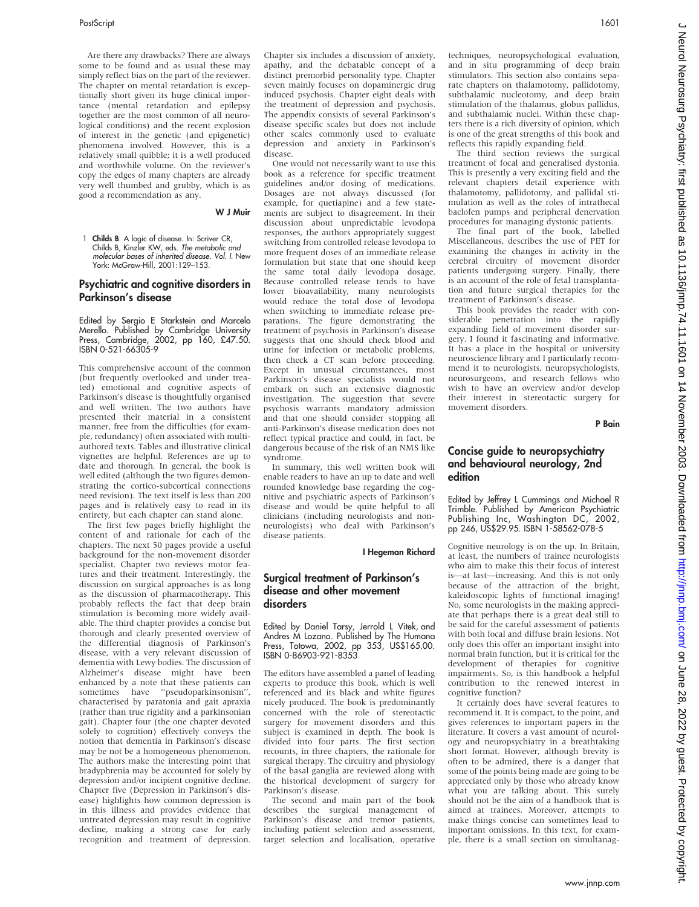Are there any drawbacks? There are always some to be found and as usual these may simply reflect bias on the part of the reviewer. The chapter on mental retardation is exceptionally short given its huge clinical importance (mental retardation and epilepsy together are the most common of all neurological conditions) and the recent explosion of interest in the genetic (and epigenetic) phenomena involved. However, this is a relatively small quibble; it is a well produced and worthwhile volume. On the reviewer's copy the edges of many chapters are already very well thumbed and grubby, which is as good a recommendation as any.

**W J Muir**

1 **Childs B**. A logic of disease. In: Scriver CR, Childs B, Kinzler KW, eds. *The metabolic and molecular bases of inherited disease. Vol. I.* New York: McGraw-Hill, 2001:129–153.

## Psychiatric and cognitive disorders in Parkinson's disease

Edited by Sergio E Starkstein and Marcelo Merello. Published by Cambridge University Press, Cambridge, 2002, pp 160, £47.50. ISBN 0-521-66305-9

This comprehensive account of the common (but frequently overlooked and under treated) emotional and cognitive aspects of Parkinson's disease is thoughtfully organised and well written. The two authors have presented their material in a consistent manner, free from the difficulties (for example, redundancy) often associated with multiauthored texts. Tables and illustrative clinical vignettes are helpful. References are up to date and thorough. In general, the book is well edited (although the two figures demonstrating the cortico-subcortical connections need revision). The text itself is less than 200 pages and is relatively easy to read in its entirety, but each chapter can stand alone.

The first few pages briefly highlight the content of and rationale for each of the chapters. The next 50 pages provide a useful background for the non-movement disorder specialist. Chapter two reviews motor features and their treatment. Interestingly, the discussion on surgical approaches is as long as the discussion of pharmacotherapy. This probably reflects the fact that deep brain stimulation is becoming more widely available. The third chapter provides a concise but thorough and clearly presented overview of the differential diagnosis of Parkinson's disease, with a very relevant discussion of dementia with Lewy bodies. The discussion of Alzheimer's disease might have been enhanced by a note that these patients can sometimes have "pseudoparkinsonism", characterised by paratonia and gait apraxia (rather than true rigidity and a parkinsonian gait). Chapter four (the one chapter devoted solely to cognition) effectively conveys the notion that dementia in Parkinson's disease may be not be a homogeneous phenomenon. The authors make the interesting point that bradyphrenia may be accounted for solely by depression and/or incipient cognitive decline. Chapter five (Depression in Parkinson's disease) highlights how common depression is in this illness and provides evidence that untreated depression may result in cognitive decline, making a strong case for early recognition and treatment of depression. Chapter six includes a discussion of anxiety, apathy, and the debatable concept of a distinct premorbid personality type. Chapter seven mainly focuses on dopaminergic drug induced psychosis. Chapter eight deals with the treatment of depression and psychosis. The appendix consists of several Parkinson's disease specific scales but does not include other scales commonly used to evaluate depression and anxiety in Parkinson's disease.

One would not necessarily want to use this book as a reference for specific treatment guidelines and/or dosing of medications. Dosages are not always discussed (for example, for quetiapine) and a few statements are subject to disagreement. In their discussion about unpredictable levodopa responses, the authors appropriately suggest switching from controlled release levodopa to more frequent doses of an immediate release formulation but state that one should keep the same total daily levodopa dosage. Because controlled release tends to have lower bioavailability, many neurologists would reduce the total dose of levodopa when switching to immediate release preparations. The figure demonstrating the treatment of psychosis in Parkinson's disease suggests that one should check blood and urine for infection or metabolic problems, then check a CT scan before proceeding. Except in unusual circumstances, most Parkinson's disease specialists would not embark on such an extensive diagnostic investigation. The suggestion that severe psychosis warrants mandatory admission and that one should consider stopping all anti-Parkinson's disease medication does not reflect typical practice and could, in fact, be dangerous because of the risk of an NMS like syndrome.

In summary, this well written book will enable readers to have an up to date and well rounded knowledge base regarding the cognitive and psychiatric aspects of Parkinson's disease and would be quite helpful to all clinicians (including neurologists and non-neurologists) who deal with Parkinson's disease patients.

**I Hegeman Richard**

## Surgical treatment of Parkinson's disease and other movement disorders

Edited by Daniel Tarsy, Jerrold L Vitek, and Andres M Lozano. Published by The Humana Press, Totowa, 2002, pp 353, US$165.00. ISBN 0-86903-921-8353

The editors have assembled a panel of leading experts to produce this book, which is well referenced and its black and white figures nicely produced. The book is predominantly concerned with the role of stereotactic surgery for movement disorders and this subject is examined in depth. The book is divided into four parts. The first section recounts, in three chapters, the rationale for surgical therapy. The circuitry and physiology of the basal ganglia are reviewed along with the historical development of surgery for Parkinson's disease.

The second and main part of the book describes the surgical management of Parkinson's disease and tremor patients, including patient selection and assessment, target selection and localisation, operative techniques, neuropsychological evaluation, and in situ programming of deep brain stimulators. This section also contains separate chapters on thalamotomy, pallidotomy, subthalamic nucleotomy, and deep brain stimulation of the thalamus, globus pallidus, and subthalamic nuclei. Within these chapters there is a rich diversity of opinion, which is one of the great strengths of this book and reflects this rapidly expanding field.

The third section reviews the surgical treatment of focal and generalised dystonia. This is presently a very exciting field and the relevant chapters detail experience with thalamotomy, pallidotomy, and pallidal stimulation as well as the roles of intrathecal baclofen pumps and peripheral denervation procedures for managing dystonic patients.

The final part of the book, labelled Miscellaneous, describes the use of PET for examining the changes in activity in the cerebral circuitry of movement disorder patients undergoing surgery. Finally, there is an account of the role of fetal transplantation and future surgical therapies for the treatment of Parkinson's disease.

This book provides the reader with considerable penetration into the rapidly expanding field of movement disorder surgery. I found it fascinating and informative. It has a place in the hospital or university neuroscience library and I particularly recommend it to neurologists, neuropsychologists, neurosurgeons, and research fellows who wish to have an overview and/or develop their interest in stereotactic surgery for movement disorders.

**P Bain**

## Concise guide to neuropsychiatry and behavioural neurology, 2nd edition

Edited by Jeffrey L Cummings and Michael R Trimble. Published by American Psychiatric Publishing Inc, Washington DC, 2002, pp 246, US$29.95. ISBN 1-58562-078-5

Cognitive neurology is on the up. In Britain, at least, the numbers of trainee neurologists who aim to make this their focus of interest is—at last—increasing. And this is not only because of the attraction of the bright, kaleidoscopic lights of functional imaging! No, some neurologists in the making appreciate that perhaps there is a great deal still to be said for the careful assessment of patients with both focal and diffuse brain lesions. Not only does this offer an important insight into normal brain function, but it is critical for the development of therapies for cognitive impairments. So, is this handbook a helpful contribution to the renewed interest in cognitive function?

It certainly does have several features to recommend it. It is compact, to the point, and gives references to important papers in the literature. It covers a vast amount of neurology and neuropsychiatry in a breathtaking short format. However, although brevity is often to be admired, there is a danger that some of the points being made are going to be appreciated only by those who already know what you are talking about. This surely should not be the aim of a handbook that is aimed at trainees. Moreover, attempts to make things concise can sometimes lead to important omissions. In this text, for example, there is a small section on simultanag-